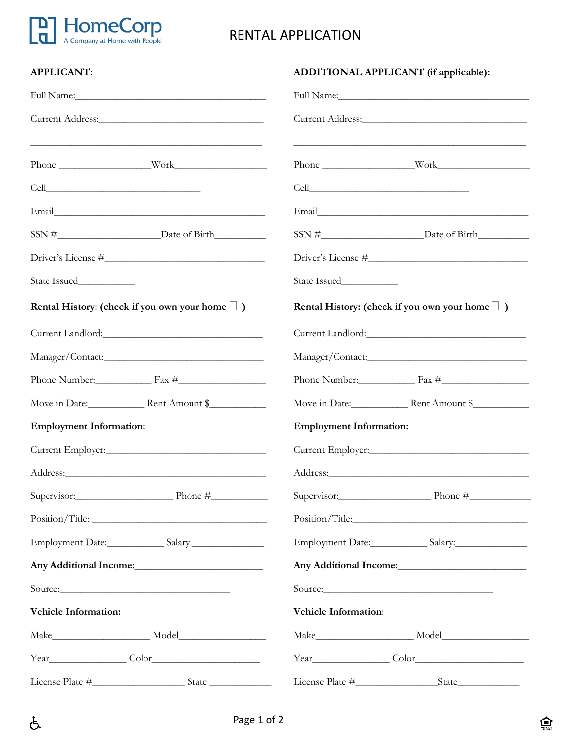HomeCorp
A Company at Home with People

# RENTAL APPLICATION

**APPLICANT:**

Full Name:______________________________________

Current Address:_________________________________

_______________________________________________

Phone __________________Work__________________

Cell_______________________________

Email__________________________________________

SSN #____________________Date of Birth__________

Driver's License #_______________________________

State Issued___________

**Rental History: (check if you own your home ☐ )**

Current Landlord:_______________________________

Manager/Contact:_______________________________

Phone Number:___________ Fax #_________________

Move in Date:___________ Rent Amount $___________

**Employment Information:**

Current Employer:_______________________________

Address:_______________________________________

Supervisor:___________________ Phone #___________

Position/Title: __________________________________

Employment Date:___________ Salary:______________

**Any Additional Income**:_________________________

Source:_________________________________

**Vehicle Information:**

Make___________________ Model_________________

Year_______________ Color_____________________

License Plate #__________________ State ____________

**ADDITIONAL APPLICANT (if applicable):**

Full Name:______________________________________

Current Address:_________________________________

_______________________________________________

Phone __________________Work__________________

Cell_______________________________

Email__________________________________________

SSN #____________________Date of Birth__________

Driver's License #_______________________________

State Issued___________

**Rental History: (check if you own your home ☐ )**

Current Landlord:_______________________________

Manager/Contact:_______________________________

Phone Number:___________ Fax #_________________

Move in Date:___________ Rent Amount $___________

**Employment Information:**

Current Employer:_______________________________

Address:_______________________________________

Supervisor:__________________ Phone #____________

Position/Title:___________________________________

Employment Date:___________ Salary:______________

**Any Additional Income**:_________________________

Source:_________________________________

**Vehicle Information:**

Make___________________ Model_________________

Year_______________ Color_____________________

License Plate #________________State____________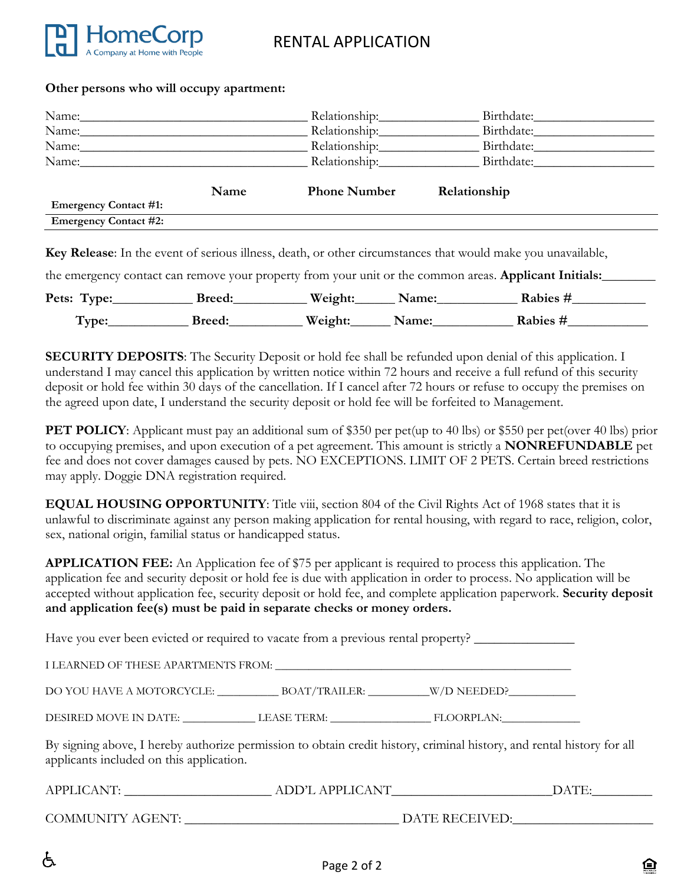# RENTAL APPLICATION

**Other persons who will occupy apartment:**

Name:________________________________ Relationship:______________ Birthdate:_________________

Name:________________________________ Relationship:______________ Birthdate:_________________

Name:________________________________ Relationship:______________ Birthdate:_________________

Name:________________________________ Relationship:______________ Birthdate:_________________

| | Name | Phone Number | Relationship |
|---|---|---|---|
| **Emergency Contact #1:** | | | |
| **Emergency Contact #2:** | | | |

**Key Release**: In the event of serious illness, death, or other circumstances that would make you unavailable, the emergency contact can remove your property from your unit or the common areas. **Applicant Initials:________**

**Pets: Type:___________ Breed:__________ Weight:______ Name:___________ Rabies #__________**

**Type:___________ Breed:__________ Weight:______ Name:___________ Rabies #___________**

**SECURITY DEPOSITS**: The Security Deposit or hold fee shall be refunded upon denial of this application. I understand I may cancel this application by written notice within 72 hours and receive a full refund of this security deposit or hold fee within 30 days of the cancellation. If I cancel after 72 hours or refuse to occupy the premises on the agreed upon date, I understand the security deposit or hold fee will be forfeited to Management.

**PET POLICY**: Applicant must pay an additional sum of $350 per pet(up to 40 lbs) or $550 per pet(over 40 lbs) prior to occupying premises, and upon execution of a pet agreement. This amount is strictly a **NONREFUNDABLE** pet fee and does not cover damages caused by pets. NO EXCEPTIONS. LIMIT OF 2 PETS. Certain breed restrictions may apply. Doggie DNA registration required.

**EQUAL HOUSING OPPORTUNITY**: Title viii, section 804 of the Civil Rights Act of 1968 states that it is unlawful to discriminate against any person making application for rental housing, with regard to race, religion, color, sex, national origin, familial status or handicapped status.

**APPLICATION FEE:** An Application fee of $75 per applicant is required to process this application. The application fee and security deposit or hold fee is due with application in order to process. No application will be accepted without application fee, security deposit or hold fee, and complete application paperwork. **Security deposit and application fee(s) must be paid in separate checks or money orders.**

Have you ever been evicted or required to vacate from a previous rental property? ______________

I LEARNED OF THESE APARTMENTS FROM: ______________________________________________

DO YOU HAVE A MOTORCYCLE: __________ BOAT/TRAILER: __________W/D NEEDED?___________

DESIRED MOVE IN DATE: ____________ LEASE TERM: ________________ FLOORPLAN:_____________

By signing above, I hereby authorize permission to obtain credit history, criminal history, and rental history for all applicants included on this application.

APPLICANT: ______________________ ADD'L APPLICANT_______________________DATE:_________

COMMUNITY AGENT: _______________________________ DATE RECEIVED:____________________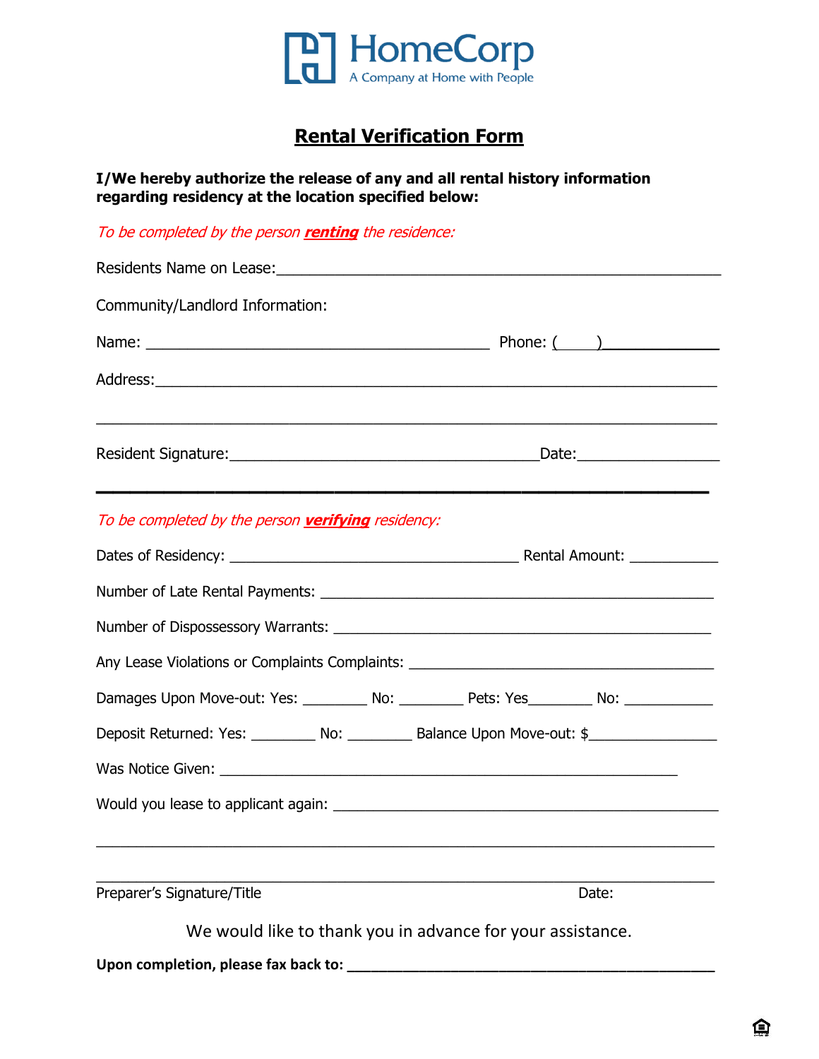HomeCorp
A Company at Home with People

# Rental Verification Form

**I/We hereby authorize the release of any and all rental history information regarding residency at the location specified below:**

*To be completed by the person **renting** the residence:*

Residents Name on Lease:_______________________________________________________

Community/Landlord Information:

Name: ____________________________________________ Phone: (____)_____________

Address:__________________________________________________________________

__________________________________________________________________________

Resident Signature:_______________________________________Date:_______________

---

*To be completed by the person **verifying** residency:*

Dates of Residency: _____________________________________ Rental Amount: ___________

Number of Late Rental Payments: __________________________________________________

Number of Dispossessory Warrants: ________________________________________________

Any Lease Violations or Complaints Complaints: ______________________________________

Damages Upon Move-out: Yes: ________ No: ________ Pets: Yes________ No: ___________

Deposit Returned: Yes: ________ No: ________ Balance Upon Move-out: $________________

Was Notice Given: _____________________________________________________________

Would you lease to applicant again: _________________________________________________

__________________________________________________________________________

__________________________________________________________________________

Preparer's Signature/Title Date:

We would like to thank you in advance for your assistance.

**Upon completion, please fax back to: _______________________________________________**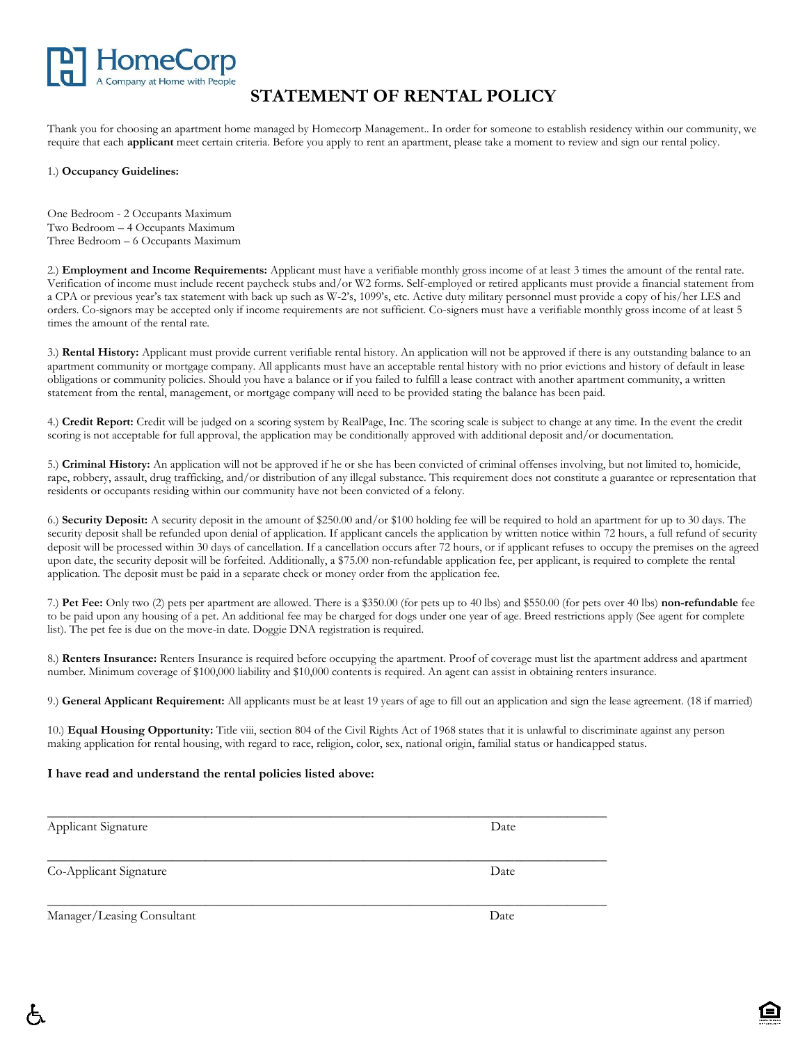HomeCorp
A Company at Home with People

# STATEMENT OF RENTAL POLICY

Thank you for choosing an apartment home managed by Homecorp Management.. In order for someone to establish residency within our community, we require that each **applicant** meet certain criteria. Before you apply to rent an apartment, please take a moment to review and sign our rental policy.

1.) **Occupancy Guidelines:**

One Bedroom - 2 Occupants Maximum
Two Bedroom – 4 Occupants Maximum
Three Bedroom – 6 Occupants Maximum

2.) **Employment and Income Requirements:** Applicant must have a verifiable monthly gross income of at least 3 times the amount of the rental rate. Verification of income must include recent paycheck stubs and/or W2 forms. Self-employed or retired applicants must provide a financial statement from a CPA or previous year's tax statement with back up such as W-2's, 1099's, etc. Active duty military personnel must provide a copy of his/her LES and orders. Co-signors may be accepted only if income requirements are not sufficient. Co-signers must have a verifiable monthly gross income of at least 5 times the amount of the rental rate.

3.) **Rental History:** Applicant must provide current verifiable rental history. An application will not be approved if there is any outstanding balance to an apartment community or mortgage company. All applicants must have an acceptable rental history with no prior evictions and history of default in lease obligations or community policies. Should you have a balance or if you failed to fulfill a lease contract with another apartment community, a written statement from the rental, management, or mortgage company will need to be provided stating the balance has been paid.

4.) **Credit Report:** Credit will be judged on a scoring system by RealPage, Inc. The scoring scale is subject to change at any time. In the event the credit scoring is not acceptable for full approval, the application may be conditionally approved with additional deposit and/or documentation.

5.) **Criminal History:** An application will not be approved if he or she has been convicted of criminal offenses involving, but not limited to, homicide, rape, robbery, assault, drug trafficking, and/or distribution of any illegal substance. This requirement does not constitute a guarantee or representation that residents or occupants residing within our community have not been convicted of a felony.

6.) **Security Deposit:** A security deposit in the amount of $250.00 and/or $100 holding fee will be required to hold an apartment for up to 30 days. The security deposit shall be refunded upon denial of application. If applicant cancels the application by written notice within 72 hours, a full refund of security deposit will be processed within 30 days of cancellation. If a cancellation occurs after 72 hours, or if applicant refuses to occupy the premises on the agreed upon date, the security deposit will be forfeited. Additionally, a $75.00 non-refundable application fee, per applicant, is required to complete the rental application. The deposit must be paid in a separate check or money order from the application fee.

7.) **Pet Fee:** Only two (2) pets per apartment are allowed. There is a $350.00 (for pets up to 40 lbs) and $550.00 (for pets over 40 lbs) **non-refundable** fee to be paid upon any housing of a pet. An additional fee may be charged for dogs under one year of age. Breed restrictions apply (See agent for complete list). The pet fee is due on the move-in date. Doggie DNA registration is required.

8.) **Renters Insurance:** Renters Insurance is required before occupying the apartment. Proof of coverage must list the apartment address and apartment number. Minimum coverage of $100,000 liability and $10,000 contents is required. An agent can assist in obtaining renters insurance.

9.) **General Applicant Requirement:** All applicants must be at least 19 years of age to fill out an application and sign the lease agreement. (18 if married)

10.) **Equal Housing Opportunity:** Title viii, section 804 of the Civil Rights Act of 1968 states that it is unlawful to discriminate against any person making application for rental housing, with regard to race, religion, color, sex, national origin, familial status or handicapped status.

**I have read and understand the rental policies listed above:**

_______________________________________________________________________________
Applicant Signature                                                                                                    Date

_______________________________________________________________________________
Co-Applicant Signature                                                                                              Date

_______________________________________________________________________________
Manager/Leasing Consultant                                                                                       Date